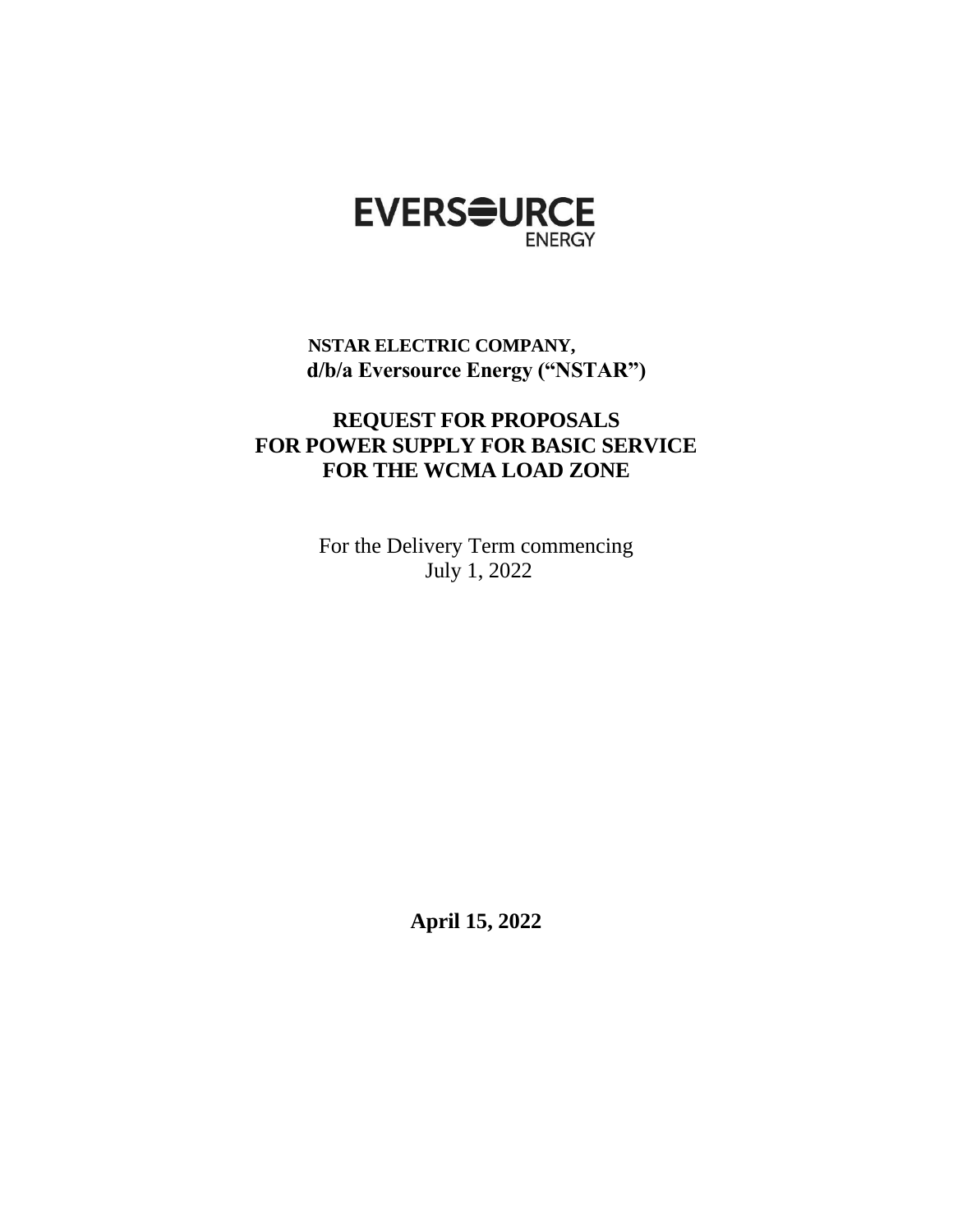EVERSOURCE ENERGY

**NSTAR ELECTRIC COMPANY,**
**d/b/a Eversource Energy ("NSTAR")**

# REQUEST FOR PROPOSALS FOR POWER SUPPLY FOR BASIC SERVICE FOR THE WCMA LOAD ZONE

For the Delivery Term commencing
July 1, 2022

**April 15, 2022**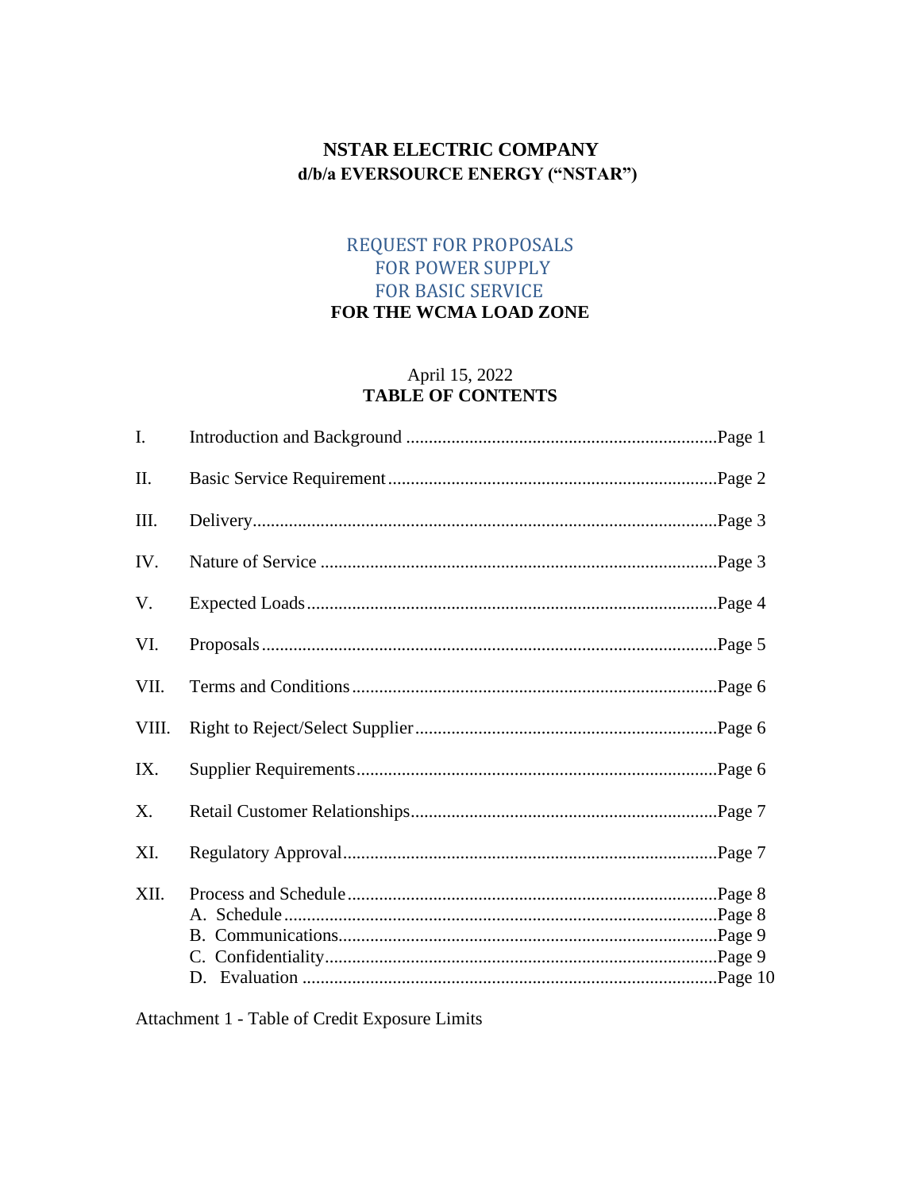# NSTAR ELECTRIC COMPANY
## d/b/a EVERSOURCE ENERGY ("NSTAR")

## REQUEST FOR PROPOSALS
## FOR POWER SUPPLY
## FOR BASIC SERVICE
## FOR THE WCMA LOAD ZONE

April 15, 2022

**TABLE OF CONTENTS**

| | | |
|---|---|---|
| I. | Introduction and Background | Page 1 |
| II. | Basic Service Requirement | Page 2 |
| III. | Delivery | Page 3 |
| IV. | Nature of Service | Page 3 |
| V. | Expected Loads | Page 4 |
| VI. | Proposals | Page 5 |
| VII. | Terms and Conditions | Page 6 |
| VIII. | Right to Reject/Select Supplier | Page 6 |
| IX. | Supplier Requirements | Page 6 |
| X. | Retail Customer Relationships | Page 7 |
| XI. | Regulatory Approval | Page 7 |
| XII. | Process and Schedule | Page 8 |
| | A. Schedule | Page 8 |
| | B. Communications | Page 9 |
| | C. Confidentiality | Page 9 |
| | D. Evaluation | Page 10 |

Attachment 1 - Table of Credit Exposure Limits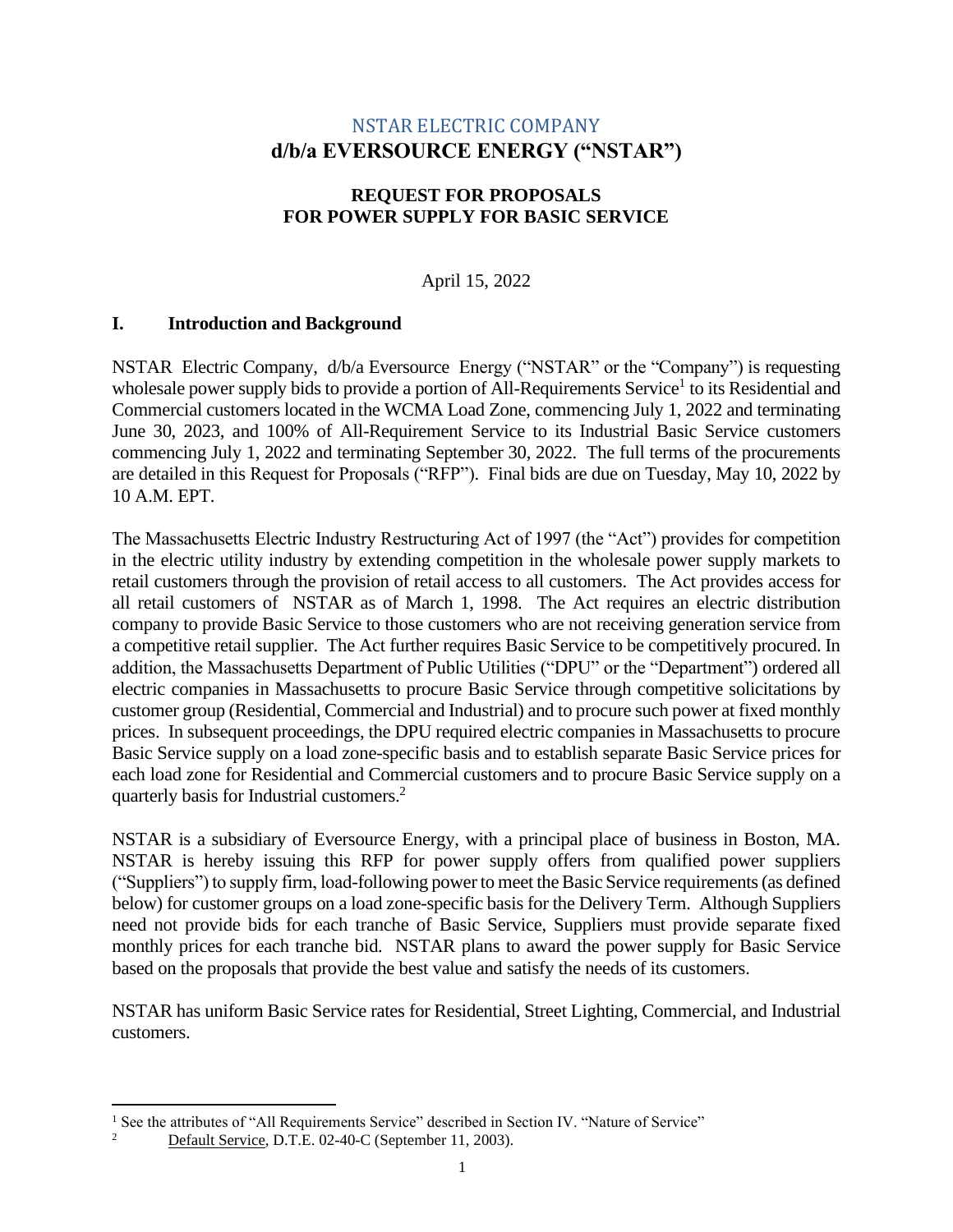# NSTAR ELECTRIC COMPANY
# d/b/a EVERSOURCE ENERGY ("NSTAR")

## REQUEST FOR PROPOSALS
## FOR POWER SUPPLY FOR BASIC SERVICE

April 15, 2022

## I. Introduction and Background

NSTAR Electric Company, d/b/a Eversource Energy ("NSTAR" or the "Company") is requesting wholesale power supply bids to provide a portion of All-Requirements Service[1] to its Residential and Commercial customers located in the WCMA Load Zone, commencing July 1, 2022 and terminating June 30, 2023, and 100% of All-Requirement Service to its Industrial Basic Service customers commencing July 1, 2022 and terminating September 30, 2022. The full terms of the procurements are detailed in this Request for Proposals ("RFP"). Final bids are due on Tuesday, May 10, 2022 by 10 A.M. EPT.

The Massachusetts Electric Industry Restructuring Act of 1997 (the "Act") provides for competition in the electric utility industry by extending competition in the wholesale power supply markets to retail customers through the provision of retail access to all customers. The Act provides access for all retail customers of NSTAR as of March 1, 1998. The Act requires an electric distribution company to provide Basic Service to those customers who are not receiving generation service from a competitive retail supplier. The Act further requires Basic Service to be competitively procured. In addition, the Massachusetts Department of Public Utilities ("DPU" or the "Department") ordered all electric companies in Massachusetts to procure Basic Service through competitive solicitations by customer group (Residential, Commercial and Industrial) and to procure such power at fixed monthly prices. In subsequent proceedings, the DPU required electric companies in Massachusetts to procure Basic Service supply on a load zone-specific basis and to establish separate Basic Service prices for each load zone for Residential and Commercial customers and to procure Basic Service supply on a quarterly basis for Industrial customers.[2]

NSTAR is a subsidiary of Eversource Energy, with a principal place of business in Boston, MA. NSTAR is hereby issuing this RFP for power supply offers from qualified power suppliers ("Suppliers") to supply firm, load-following power to meet the Basic Service requirements (as defined below) for customer groups on a load zone-specific basis for the Delivery Term. Although Suppliers need not provide bids for each tranche of Basic Service, Suppliers must provide separate fixed monthly prices for each tranche bid. NSTAR plans to award the power supply for Basic Service based on the proposals that provide the best value and satisfy the needs of its customers.

NSTAR has uniform Basic Service rates for Residential, Street Lighting, Commercial, and Industrial customers.

---

[1] See the attributes of "All Requirements Service" described in Section IV. "Nature of Service"

[2] Default Service, D.T.E. 02-40-C (September 11, 2003).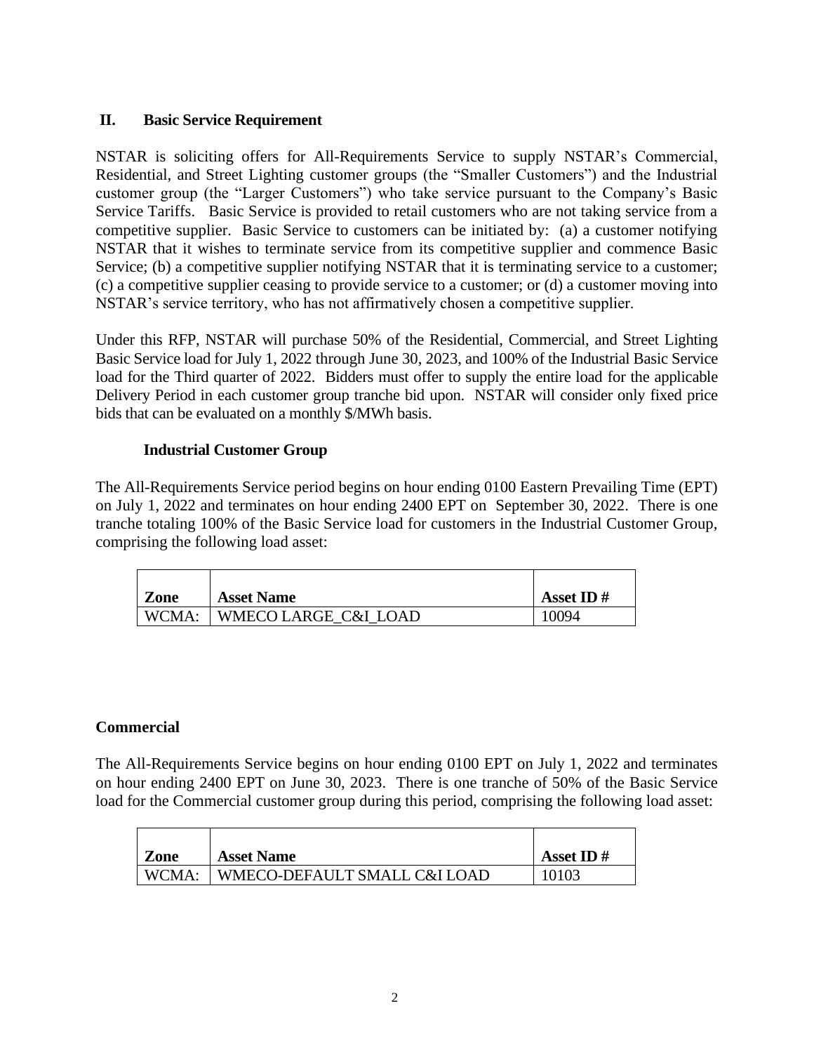## II. Basic Service Requirement

NSTAR is soliciting offers for All-Requirements Service to supply NSTAR's Commercial, Residential, and Street Lighting customer groups (the "Smaller Customers") and the Industrial customer group (the "Larger Customers") who take service pursuant to the Company's Basic Service Tariffs. Basic Service is provided to retail customers who are not taking service from a competitive supplier. Basic Service to customers can be initiated by: (a) a customer notifying NSTAR that it wishes to terminate service from its competitive supplier and commence Basic Service; (b) a competitive supplier notifying NSTAR that it is terminating service to a customer; (c) a competitive supplier ceasing to provide service to a customer; or (d) a customer moving into NSTAR's service territory, who has not affirmatively chosen a competitive supplier.

Under this RFP, NSTAR will purchase 50% of the Residential, Commercial, and Street Lighting Basic Service load for July 1, 2022 through June 30, 2023, and 100% of the Industrial Basic Service load for the Third quarter of 2022. Bidders must offer to supply the entire load for the applicable Delivery Period in each customer group tranche bid upon. NSTAR will consider only fixed price bids that can be evaluated on a monthly $/MWh basis.

### Industrial Customer Group

The All-Requirements Service period begins on hour ending 0100 Eastern Prevailing Time (EPT) on July 1, 2022 and terminates on hour ending 2400 EPT on September 30, 2022. There is one tranche totaling 100% of the Basic Service load for customers in the Industrial Customer Group, comprising the following load asset:

| Zone | Asset Name | Asset ID # |
|---|---|---|
| WCMA: | WMECO LARGE_C&I_LOAD | 10094 |

### Commercial

The All-Requirements Service begins on hour ending 0100 EPT on July 1, 2022 and terminates on hour ending 2400 EPT on June 30, 2023. There is one tranche of 50% of the Basic Service load for the Commercial customer group during this period, comprising the following load asset:

| Zone | Asset Name | Asset ID # |
|---|---|---|
| WCMA: | WMECO-DEFAULT SMALL C&I LOAD | 10103 |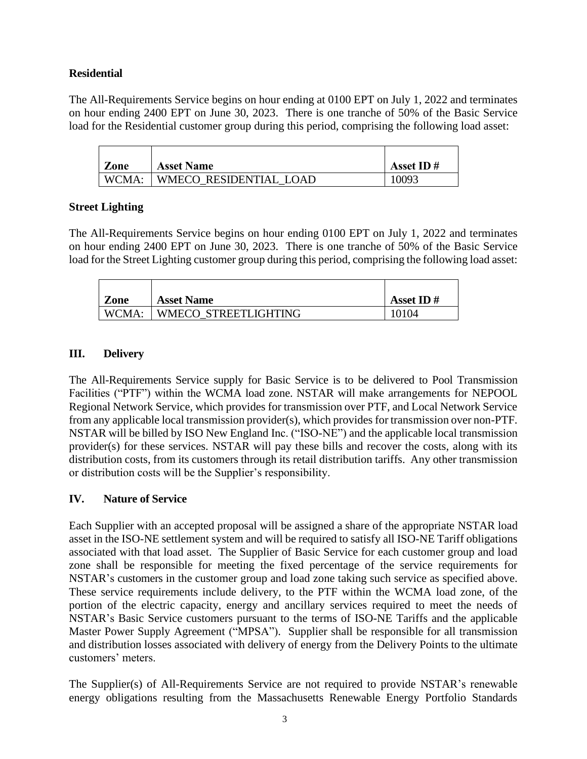**Residential**

The All-Requirements Service begins on hour ending at 0100 EPT on July 1, 2022 and terminates on hour ending 2400 EPT on June 30, 2023. There is one tranche of 50% of the Basic Service load for the Residential customer group during this period, comprising the following load asset:

| Zone | Asset Name | Asset ID # |
|---|---|---|
| WCMA: | WMECO_RESIDENTIAL_LOAD | 10093 |

**Street Lighting**

The All-Requirements Service begins on hour ending 0100 EPT on July 1, 2022 and terminates on hour ending 2400 EPT on June 30, 2023. There is one tranche of 50% of the Basic Service load for the Street Lighting customer group during this period, comprising the following load asset:

| Zone | Asset Name | Asset ID # |
|---|---|---|
| WCMA: | WMECO_STREETLIGHTING | 10104 |

## III. Delivery

The All-Requirements Service supply for Basic Service is to be delivered to Pool Transmission Facilities ("PTF") within the WCMA load zone. NSTAR will make arrangements for NEPOOL Regional Network Service, which provides for transmission over PTF, and Local Network Service from any applicable local transmission provider(s), which provides for transmission over non-PTF. NSTAR will be billed by ISO New England Inc. ("ISO-NE") and the applicable local transmission provider(s) for these services. NSTAR will pay these bills and recover the costs, along with its distribution costs, from its customers through its retail distribution tariffs. Any other transmission or distribution costs will be the Supplier's responsibility.

## IV. Nature of Service

Each Supplier with an accepted proposal will be assigned a share of the appropriate NSTAR load asset in the ISO-NE settlement system and will be required to satisfy all ISO-NE Tariff obligations associated with that load asset. The Supplier of Basic Service for each customer group and load zone shall be responsible for meeting the fixed percentage of the service requirements for NSTAR's customers in the customer group and load zone taking such service as specified above. These service requirements include delivery, to the PTF within the WCMA load zone, of the portion of the electric capacity, energy and ancillary services required to meet the needs of NSTAR's Basic Service customers pursuant to the terms of ISO-NE Tariffs and the applicable Master Power Supply Agreement ("MPSA"). Supplier shall be responsible for all transmission and distribution losses associated with delivery of energy from the Delivery Points to the ultimate customers' meters.

The Supplier(s) of All-Requirements Service are not required to provide NSTAR's renewable energy obligations resulting from the Massachusetts Renewable Energy Portfolio Standards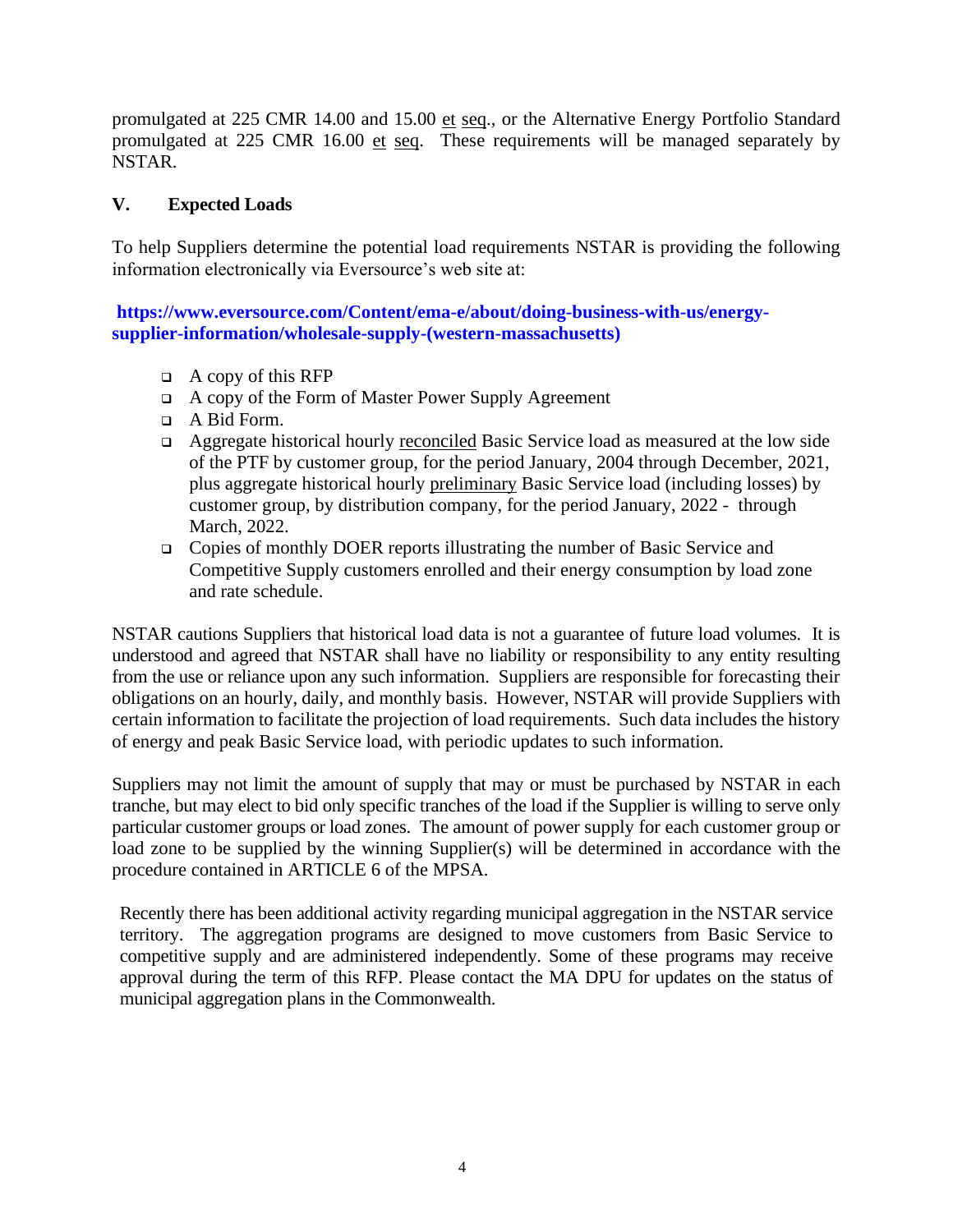promulgated at 225 CMR 14.00 and 15.00 et seq., or the Alternative Energy Portfolio Standard promulgated at 225 CMR 16.00 et seq. These requirements will be managed separately by NSTAR.

## V. Expected Loads

To help Suppliers determine the potential load requirements NSTAR is providing the following information electronically via Eversource's web site at:

**https://www.eversource.com/Content/ema-e/about/doing-business-with-us/energy-supplier-information/wholesale-supply-(western-massachusetts)**

- A copy of this RFP
- A copy of the Form of Master Power Supply Agreement
- A Bid Form.
- Aggregate historical hourly reconciled Basic Service load as measured at the low side of the PTF by customer group, for the period January, 2004 through December, 2021, plus aggregate historical hourly preliminary Basic Service load (including losses) by customer group, by distribution company, for the period January, 2022 - through March, 2022.
- Copies of monthly DOER reports illustrating the number of Basic Service and Competitive Supply customers enrolled and their energy consumption by load zone and rate schedule.

NSTAR cautions Suppliers that historical load data is not a guarantee of future load volumes. It is understood and agreed that NSTAR shall have no liability or responsibility to any entity resulting from the use or reliance upon any such information. Suppliers are responsible for forecasting their obligations on an hourly, daily, and monthly basis. However, NSTAR will provide Suppliers with certain information to facilitate the projection of load requirements. Such data includes the history of energy and peak Basic Service load, with periodic updates to such information.

Suppliers may not limit the amount of supply that may or must be purchased by NSTAR in each tranche, but may elect to bid only specific tranches of the load if the Supplier is willing to serve only particular customer groups or load zones. The amount of power supply for each customer group or load zone to be supplied by the winning Supplier(s) will be determined in accordance with the procedure contained in ARTICLE 6 of the MPSA.

Recently there has been additional activity regarding municipal aggregation in the NSTAR service territory. The aggregation programs are designed to move customers from Basic Service to competitive supply and are administered independently. Some of these programs may receive approval during the term of this RFP. Please contact the MA DPU for updates on the status of municipal aggregation plans in the Commonwealth.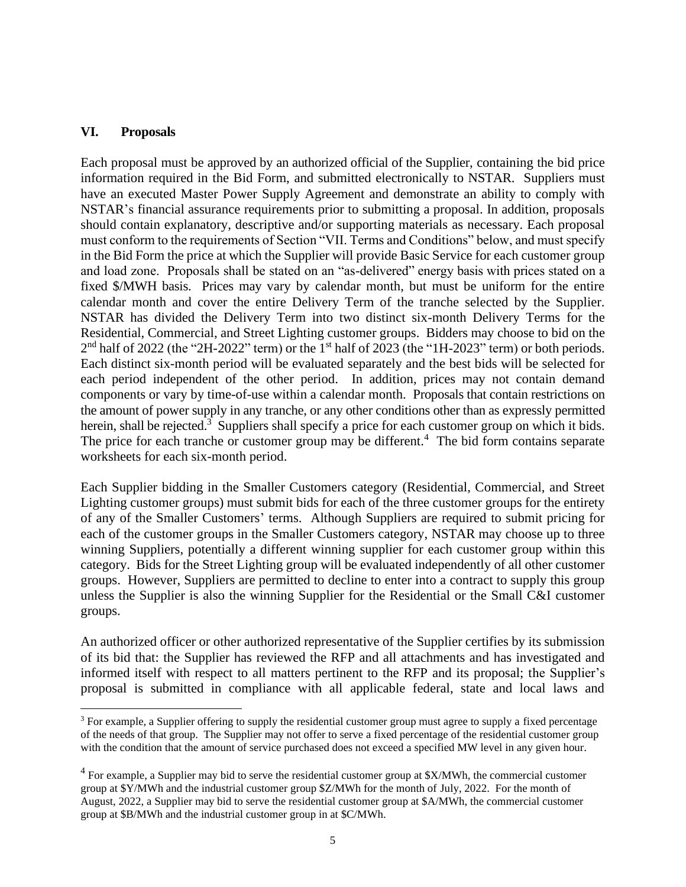## VI. Proposals

Each proposal must be approved by an authorized official of the Supplier, containing the bid price information required in the Bid Form, and submitted electronically to NSTAR. Suppliers must have an executed Master Power Supply Agreement and demonstrate an ability to comply with NSTAR's financial assurance requirements prior to submitting a proposal. In addition, proposals should contain explanatory, descriptive and/or supporting materials as necessary. Each proposal must conform to the requirements of Section "VII. Terms and Conditions" below, and must specify in the Bid Form the price at which the Supplier will provide Basic Service for each customer group and load zone. Proposals shall be stated on an "as-delivered" energy basis with prices stated on a fixed $/MWH basis. Prices may vary by calendar month, but must be uniform for the entire calendar month and cover the entire Delivery Term of the tranche selected by the Supplier. NSTAR has divided the Delivery Term into two distinct six-month Delivery Terms for the Residential, Commercial, and Street Lighting customer groups. Bidders may choose to bid on the 2nd half of 2022 (the "2H-2022" term) or the 1st half of 2023 (the "1H-2023" term) or both periods. Each distinct six-month period will be evaluated separately and the best bids will be selected for each period independent of the other period. In addition, prices may not contain demand components or vary by time-of-use within a calendar month. Proposals that contain restrictions on the amount of power supply in any tranche, or any other conditions other than as expressly permitted herein, shall be rejected.[3] Suppliers shall specify a price for each customer group on which it bids. The price for each tranche or customer group may be different.[4] The bid form contains separate worksheets for each six-month period.

Each Supplier bidding in the Smaller Customers category (Residential, Commercial, and Street Lighting customer groups) must submit bids for each of the three customer groups for the entirety of any of the Smaller Customers' terms. Although Suppliers are required to submit pricing for each of the customer groups in the Smaller Customers category, NSTAR may choose up to three winning Suppliers, potentially a different winning supplier for each customer group within this category. Bids for the Street Lighting group will be evaluated independently of all other customer groups. However, Suppliers are permitted to decline to enter into a contract to supply this group unless the Supplier is also the winning Supplier for the Residential or the Small C&I customer groups.

An authorized officer or other authorized representative of the Supplier certifies by its submission of its bid that: the Supplier has reviewed the RFP and all attachments and has investigated and informed itself with respect to all matters pertinent to the RFP and its proposal; the Supplier's proposal is submitted in compliance with all applicable federal, state and local laws and

---

[3] For example, a Supplier offering to supply the residential customer group must agree to supply a fixed percentage of the needs of that group. The Supplier may not offer to serve a fixed percentage of the residential customer group with the condition that the amount of service purchased does not exceed a specified MW level in any given hour.

[4] For example, a Supplier may bid to serve the residential customer group at $X/MWh, the commercial customer group at $Y/MWh and the industrial customer group $Z/MWh for the month of July, 2022. For the month of August, 2022, a Supplier may bid to serve the residential customer group at $A/MWh, the commercial customer group at $B/MWh and the industrial customer group in at $C/MWh.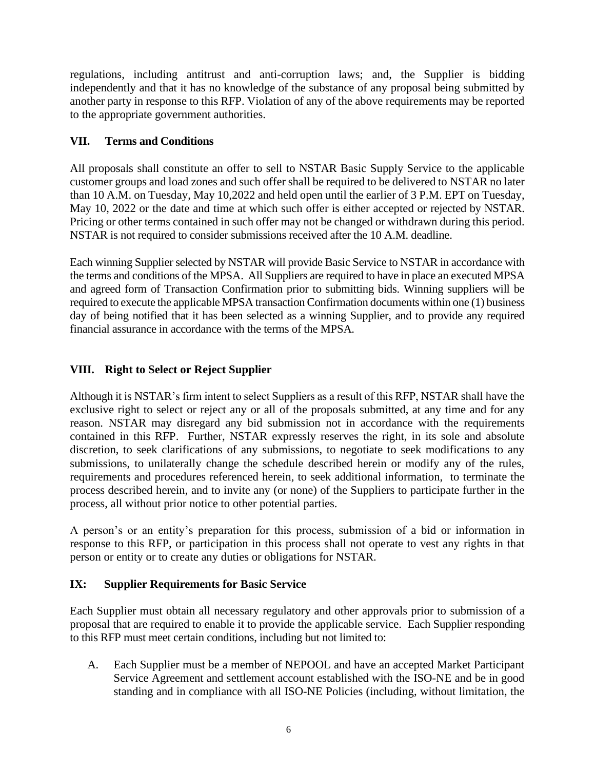regulations, including antitrust and anti-corruption laws; and, the Supplier is bidding independently and that it has no knowledge of the substance of any proposal being submitted by another party in response to this RFP. Violation of any of the above requirements may be reported to the appropriate government authorities.

## VII. Terms and Conditions

All proposals shall constitute an offer to sell to NSTAR Basic Supply Service to the applicable customer groups and load zones and such offer shall be required to be delivered to NSTAR no later than 10 A.M. on Tuesday, May 10,2022 and held open until the earlier of 3 P.M. EPT on Tuesday, May 10, 2022 or the date and time at which such offer is either accepted or rejected by NSTAR. Pricing or other terms contained in such offer may not be changed or withdrawn during this period. NSTAR is not required to consider submissions received after the 10 A.M. deadline.

Each winning Supplier selected by NSTAR will provide Basic Service to NSTAR in accordance with the terms and conditions of the MPSA. All Suppliers are required to have in place an executed MPSA and agreed form of Transaction Confirmation prior to submitting bids. Winning suppliers will be required to execute the applicable MPSA transaction Confirmation documents within one (1) business day of being notified that it has been selected as a winning Supplier, and to provide any required financial assurance in accordance with the terms of the MPSA.

## VIII. Right to Select or Reject Supplier

Although it is NSTAR's firm intent to select Suppliers as a result of this RFP, NSTAR shall have the exclusive right to select or reject any or all of the proposals submitted, at any time and for any reason. NSTAR may disregard any bid submission not in accordance with the requirements contained in this RFP. Further, NSTAR expressly reserves the right, in its sole and absolute discretion, to seek clarifications of any submissions, to negotiate to seek modifications to any submissions, to unilaterally change the schedule described herein or modify any of the rules, requirements and procedures referenced herein, to seek additional information, to terminate the process described herein, and to invite any (or none) of the Suppliers to participate further in the process, all without prior notice to other potential parties.

A person's or an entity's preparation for this process, submission of a bid or information in response to this RFP, or participation in this process shall not operate to vest any rights in that person or entity or to create any duties or obligations for NSTAR.

## IX: Supplier Requirements for Basic Service

Each Supplier must obtain all necessary regulatory and other approvals prior to submission of a proposal that are required to enable it to provide the applicable service. Each Supplier responding to this RFP must meet certain conditions, including but not limited to:

A. Each Supplier must be a member of NEPOOL and have an accepted Market Participant Service Agreement and settlement account established with the ISO-NE and be in good standing and in compliance with all ISO-NE Policies (including, without limitation, the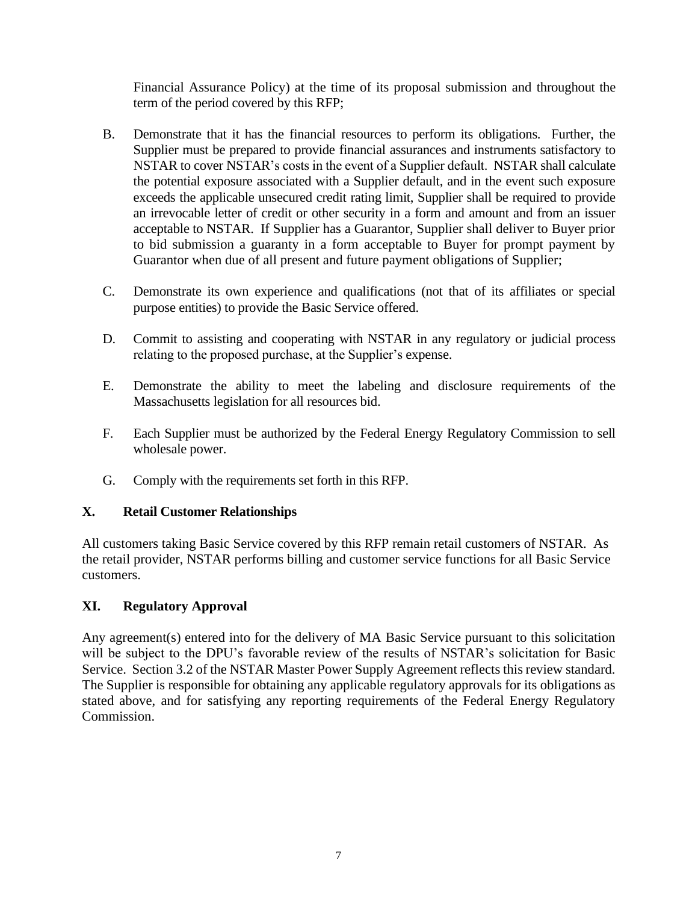Financial Assurance Policy) at the time of its proposal submission and throughout the term of the period covered by this RFP;

B. Demonstrate that it has the financial resources to perform its obligations. Further, the Supplier must be prepared to provide financial assurances and instruments satisfactory to NSTAR to cover NSTAR's costs in the event of a Supplier default. NSTAR shall calculate the potential exposure associated with a Supplier default, and in the event such exposure exceeds the applicable unsecured credit rating limit, Supplier shall be required to provide an irrevocable letter of credit or other security in a form and amount and from an issuer acceptable to NSTAR. If Supplier has a Guarantor, Supplier shall deliver to Buyer prior to bid submission a guaranty in a form acceptable to Buyer for prompt payment by Guarantor when due of all present and future payment obligations of Supplier;

C. Demonstrate its own experience and qualifications (not that of its affiliates or special purpose entities) to provide the Basic Service offered.

D. Commit to assisting and cooperating with NSTAR in any regulatory or judicial process relating to the proposed purchase, at the Supplier's expense.

E. Demonstrate the ability to meet the labeling and disclosure requirements of the Massachusetts legislation for all resources bid.

F. Each Supplier must be authorized by the Federal Energy Regulatory Commission to sell wholesale power.

G. Comply with the requirements set forth in this RFP.

## X. Retail Customer Relationships

All customers taking Basic Service covered by this RFP remain retail customers of NSTAR. As the retail provider, NSTAR performs billing and customer service functions for all Basic Service customers.

## XI. Regulatory Approval

Any agreement(s) entered into for the delivery of MA Basic Service pursuant to this solicitation will be subject to the DPU's favorable review of the results of NSTAR's solicitation for Basic Service. Section 3.2 of the NSTAR Master Power Supply Agreement reflects this review standard. The Supplier is responsible for obtaining any applicable regulatory approvals for its obligations as stated above, and for satisfying any reporting requirements of the Federal Energy Regulatory Commission.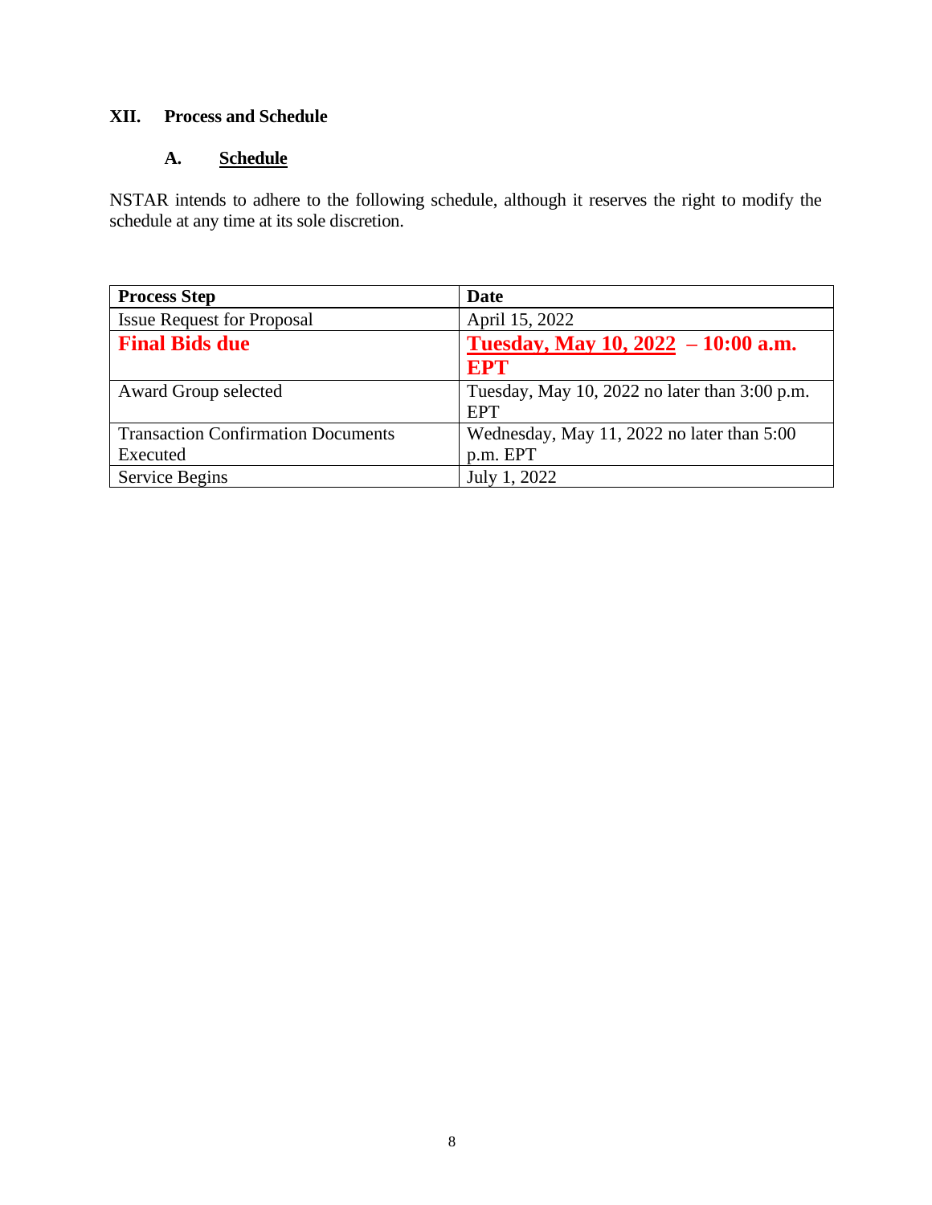## XII. Process and Schedule

### A. Schedule

NSTAR intends to adhere to the following schedule, although it reserves the right to modify the schedule at any time at its sole discretion.

| **Process Step** | **Date** |
|---|---|
| Issue Request for Proposal | April 15, 2022 |
| **Final Bids due** | **Tuesday, May 10, 2022 – 10:00 a.m. EPT** |
| Award Group selected | Tuesday, May 10, 2022 no later than 3:00 p.m. EPT |
| Transaction Confirmation Documents Executed | Wednesday, May 11, 2022 no later than 5:00 p.m. EPT |
| Service Begins | July 1, 2022 |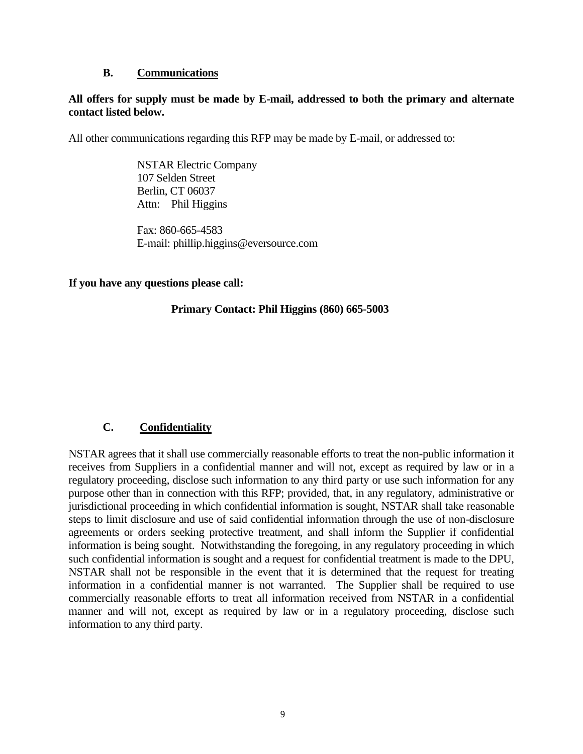### B. Communications

**All offers for supply must be made by E-mail, addressed to both the primary and alternate contact listed below.**

All other communications regarding this RFP may be made by E-mail, or addressed to:

NSTAR Electric Company
107 Selden Street
Berlin, CT 06037
Attn: Phil Higgins

Fax: 860-665-4583
E-mail: phillip.higgins@eversource.com

**If you have any questions please call:**

**Primary Contact: Phil Higgins (860) 665-5003**

### C. Confidentiality

NSTAR agrees that it shall use commercially reasonable efforts to treat the non-public information it receives from Suppliers in a confidential manner and will not, except as required by law or in a regulatory proceeding, disclose such information to any third party or use such information for any purpose other than in connection with this RFP; provided, that, in any regulatory, administrative or jurisdictional proceeding in which confidential information is sought, NSTAR shall take reasonable steps to limit disclosure and use of said confidential information through the use of non-disclosure agreements or orders seeking protective treatment, and shall inform the Supplier if confidential information is being sought. Notwithstanding the foregoing, in any regulatory proceeding in which such confidential information is sought and a request for confidential treatment is made to the DPU, NSTAR shall not be responsible in the event that it is determined that the request for treating information in a confidential manner is not warranted. The Supplier shall be required to use commercially reasonable efforts to treat all information received from NSTAR in a confidential manner and will not, except as required by law or in a regulatory proceeding, disclose such information to any third party.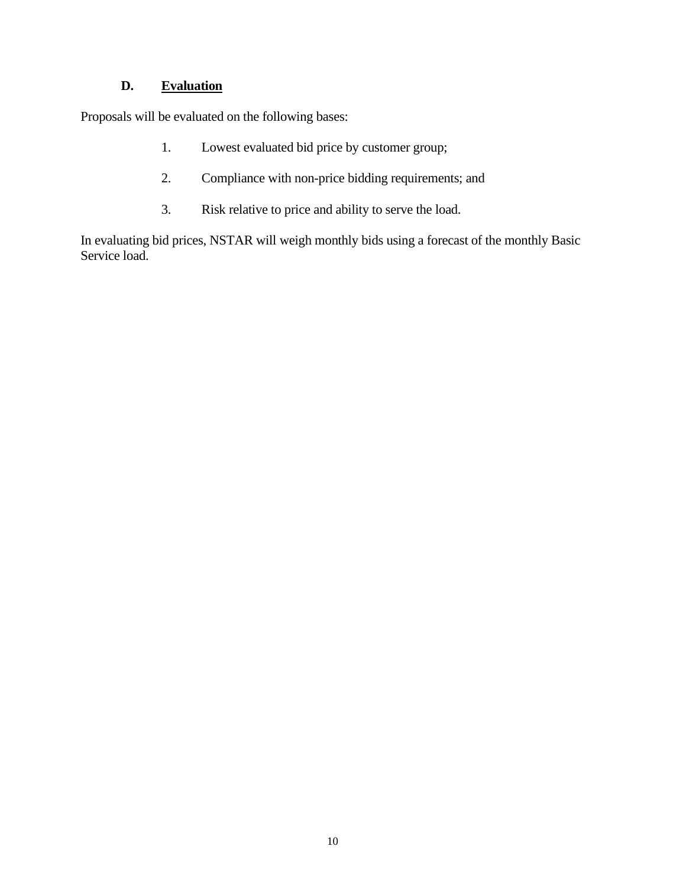### D. <u>Evaluation</u>

Proposals will be evaluated on the following bases:

1. Lowest evaluated bid price by customer group;

2. Compliance with non-price bidding requirements; and

3. Risk relative to price and ability to serve the load.

In evaluating bid prices, NSTAR will weigh monthly bids using a forecast of the monthly Basic Service load.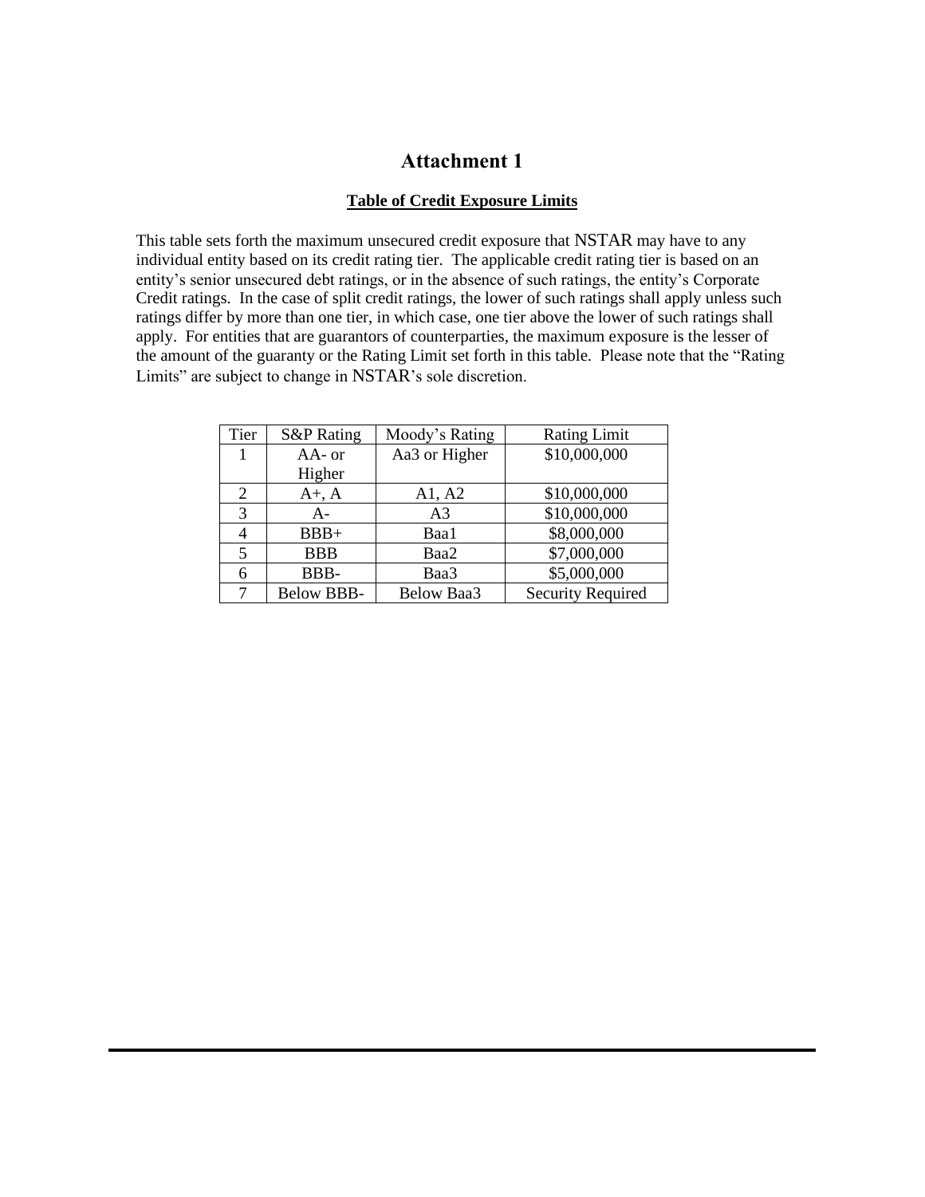# Attachment 1

**Table of Credit Exposure Limits**

This table sets forth the maximum unsecured credit exposure that NSTAR may have to any individual entity based on its credit rating tier. The applicable credit rating tier is based on an entity's senior unsecured debt ratings, or in the absence of such ratings, the entity's Corporate Credit ratings. In the case of split credit ratings, the lower of such ratings shall apply unless such ratings differ by more than one tier, in which case, one tier above the lower of such ratings shall apply. For entities that are guarantors of counterparties, the maximum exposure is the lesser of the amount of the guaranty or the Rating Limit set forth in this table. Please note that the "Rating Limits" are subject to change in NSTAR's sole discretion.

| Tier | S&P Rating | Moody's Rating | Rating Limit |
|---|---|---|---|
| 1 | AA- or Higher | Aa3 or Higher | $10,000,000 |
| 2 | A+, A | A1, A2 | $10,000,000 |
| 3 | A- | A3 | $10,000,000 |
| 4 | BBB+ | Baa1 | $8,000,000 |
| 5 | BBB | Baa2 | $7,000,000 |
| 6 | BBB- | Baa3 | $5,000,000 |
| 7 | Below BBB- | Below Baa3 | Security Required |